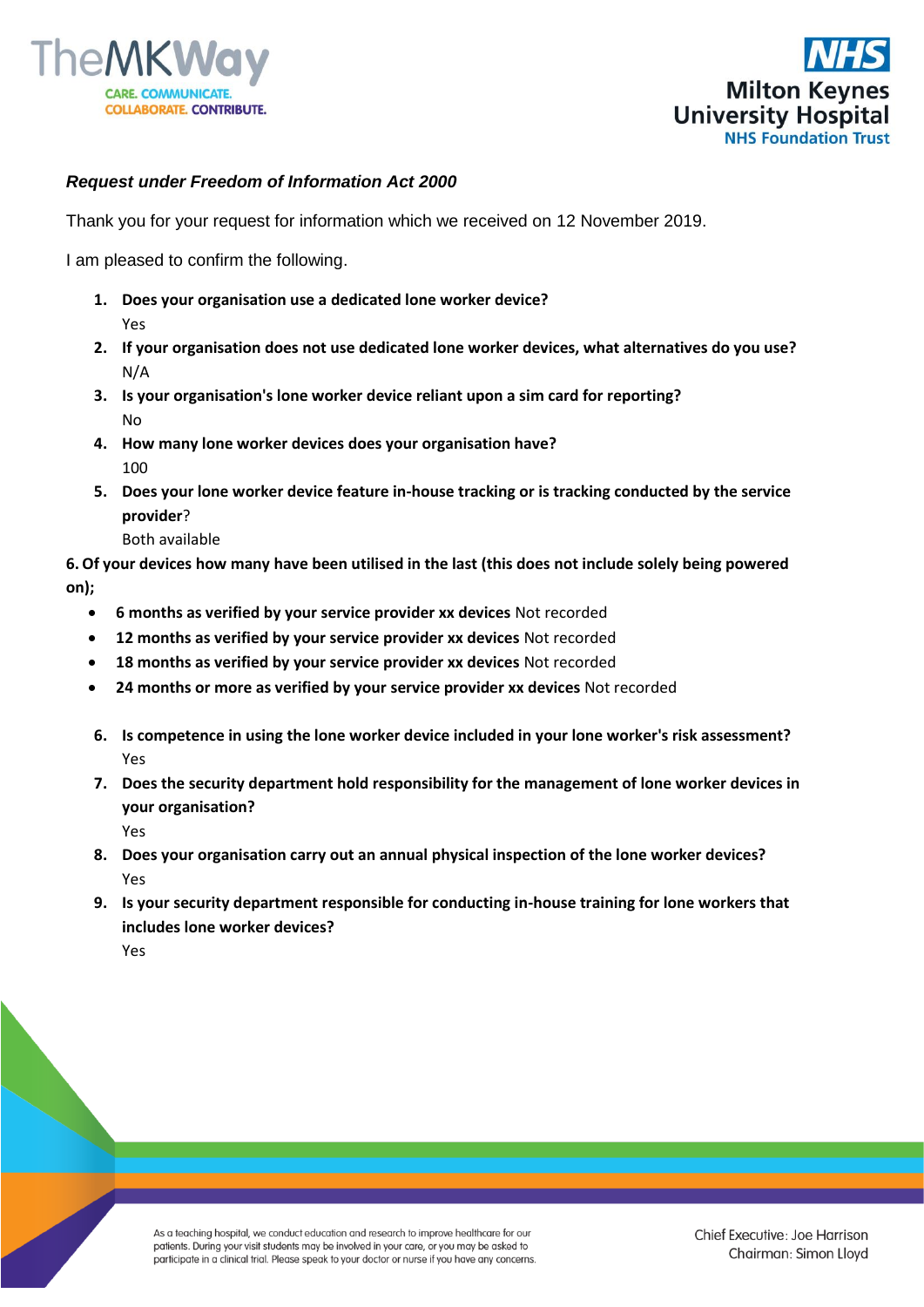*Request under Freedom of Information Act 2000*

Thank you for your request for information which we received on 12 November 2019.

I am pleased to confirm the following.

1. **Does your organisation use a dedicated lone worker device?**
   Yes
2. **If your organisation does not use dedicated lone worker devices, what alternatives do you use?**
   N/A
3. **Is your organisation's lone worker device reliant upon a sim card for reporting?**
   No
4. **How many lone worker devices does your organisation have?**
   100
5. **Does your lone worker device feature in-house tracking or is tracking conducted by the service provider**?
   Both available

**6. Of your devices how many have been utilised in the last (this does not include solely being powered on);**

- **6 months as verified by your service provider xx devices** Not recorded
- **12 months as verified by your service provider xx devices** Not recorded
- **18 months as verified by your service provider xx devices** Not recorded
- **24 months or more as verified by your service provider xx devices** Not recorded

6. **Is competence in using the lone worker device included in your lone worker's risk assessment?**
   Yes
7. **Does the security department hold responsibility for the management of lone worker devices in your organisation?**
   Yes
8. **Does your organisation carry out an annual physical inspection of the lone worker devices?**
   Yes
9. **Is your security department responsible for conducting in-house training for lone workers that includes lone worker devices?**
   Yes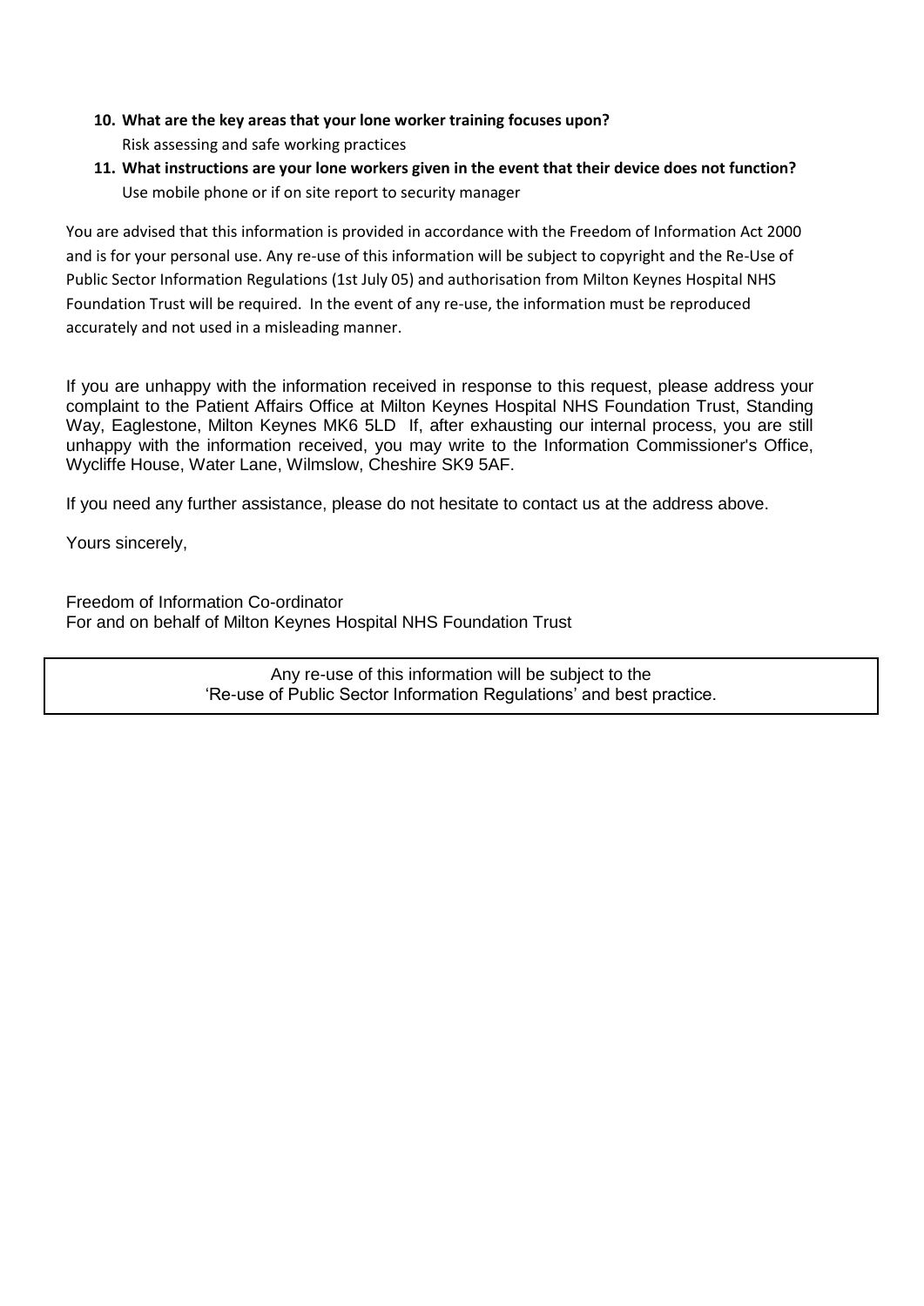10. **What are the key areas that your lone worker training focuses upon?**
    Risk assessing and safe working practices
11. **What instructions are your lone workers given in the event that their device does not function?**
    Use mobile phone or if on site report to security manager

You are advised that this information is provided in accordance with the Freedom of Information Act 2000 and is for your personal use. Any re-use of this information will be subject to copyright and the Re-Use of Public Sector Information Regulations (1st July 05) and authorisation from Milton Keynes Hospital NHS Foundation Trust will be required. In the event of any re-use, the information must be reproduced accurately and not used in a misleading manner.

If you are unhappy with the information received in response to this request, please address your complaint to the Patient Affairs Office at Milton Keynes Hospital NHS Foundation Trust, Standing Way, Eaglestone, Milton Keynes MK6 5LD If, after exhausting our internal process, you are still unhappy with the information received, you may write to the Information Commissioner's Office, Wycliffe House, Water Lane, Wilmslow, Cheshire SK9 5AF.

If you need any further assistance, please do not hesitate to contact us at the address above.

Yours sincerely,

Freedom of Information Co-ordinator
For and on behalf of Milton Keynes Hospital NHS Foundation Trust

Any re-use of this information will be subject to the
'Re-use of Public Sector Information Regulations' and best practice.